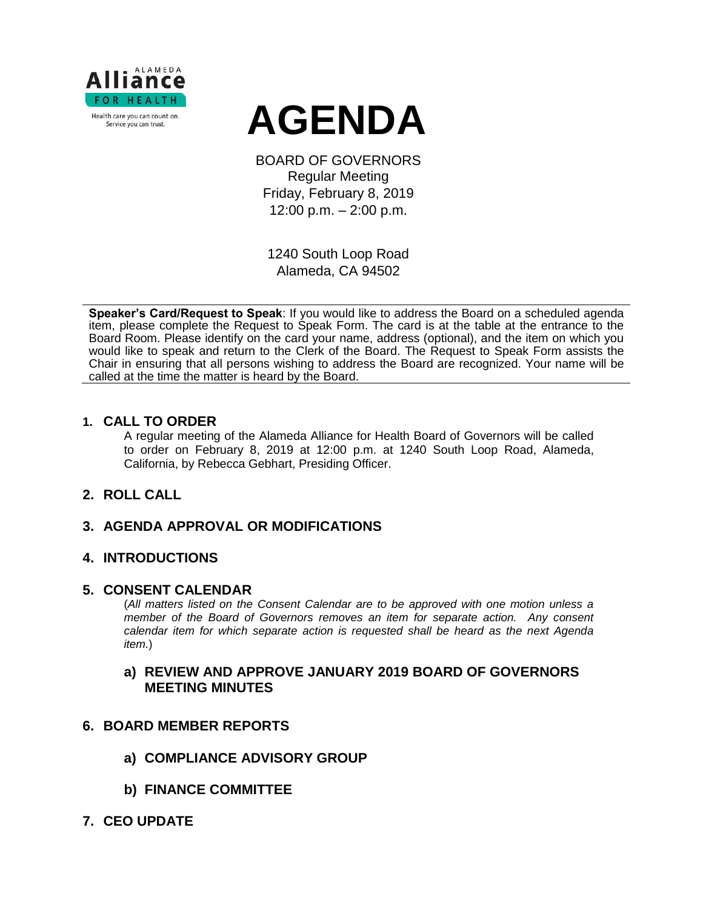Alameda Alliance for Health

Health care you can count on. Service you can trust.

# AGENDA

BOARD OF GOVERNORS
Regular Meeting
Friday, February 8, 2019
12:00 p.m. – 2:00 p.m.

1240 South Loop Road
Alameda, CA 94502

---

**Speaker's Card/Request to Speak**: If you would like to address the Board on a scheduled agenda item, please complete the Request to Speak Form. The card is at the table at the entrance to the Board Room. Please identify on the card your name, address (optional), and the item on which you would like to speak and return to the Clerk of the Board. The Request to Speak Form assists the Chair in ensuring that all persons wishing to address the Board are recognized. Your name will be called at the time the matter is heard by the Board.

---

## 1. CALL TO ORDER

A regular meeting of the Alameda Alliance for Health Board of Governors will be called to order on February 8, 2019 at 12:00 p.m. at 1240 South Loop Road, Alameda, California, by Rebecca Gebhart, Presiding Officer.

## 2. ROLL CALL

## 3. AGENDA APPROVAL OR MODIFICATIONS

## 4. INTRODUCTIONS

## 5. CONSENT CALENDAR

(*All matters listed on the Consent Calendar are to be approved with one motion unless a member of the Board of Governors removes an item for separate action. Any consent calendar item for which separate action is requested shall be heard as the next Agenda item.*)

### a) REVIEW AND APPROVE JANUARY 2019 BOARD OF GOVERNORS MEETING MINUTES

## 6. BOARD MEMBER REPORTS

### a) COMPLIANCE ADVISORY GROUP

### b) FINANCE COMMITTEE

## 7. CEO UPDATE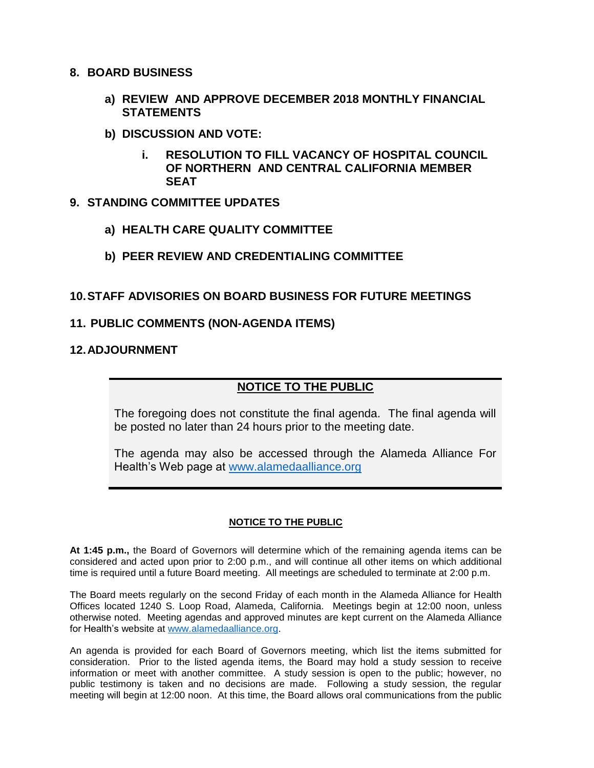## 8. BOARD BUSINESS

**a) REVIEW AND APPROVE DECEMBER 2018 MONTHLY FINANCIAL STATEMENTS**

**b) DISCUSSION AND VOTE:**

**i. RESOLUTION TO FILL VACANCY OF HOSPITAL COUNCIL OF NORTHERN AND CENTRAL CALIFORNIA MEMBER SEAT**

## 9. STANDING COMMITTEE UPDATES

**a) HEALTH CARE QUALITY COMMITTEE**

**b) PEER REVIEW AND CREDENTIALING COMMITTEE**

## 10. STAFF ADVISORIES ON BOARD BUSINESS FOR FUTURE MEETINGS

## 11. PUBLIC COMMENTS (NON-AGENDA ITEMS)

## 12. ADJOURNMENT

---

**NOTICE TO THE PUBLIC**

The foregoing does not constitute the final agenda. The final agenda will be posted no later than 24 hours prior to the meeting date.

The agenda may also be accessed through the Alameda Alliance For Health's Web page at www.alamedaalliance.org

---

**NOTICE TO THE PUBLIC**

**At 1:45 p.m.,** the Board of Governors will determine which of the remaining agenda items can be considered and acted upon prior to 2:00 p.m., and will continue all other items on which additional time is required until a future Board meeting. All meetings are scheduled to terminate at 2:00 p.m.

The Board meets regularly on the second Friday of each month in the Alameda Alliance for Health Offices located 1240 S. Loop Road, Alameda, California. Meetings begin at 12:00 noon, unless otherwise noted. Meeting agendas and approved minutes are kept current on the Alameda Alliance for Health's website at www.alamedaalliance.org.

An agenda is provided for each Board of Governors meeting, which list the items submitted for consideration. Prior to the listed agenda items, the Board may hold a study session to receive information or meet with another committee. A study session is open to the public; however, no public testimony is taken and no decisions are made. Following a study session, the regular meeting will begin at 12:00 noon. At this time, the Board allows oral communications from the public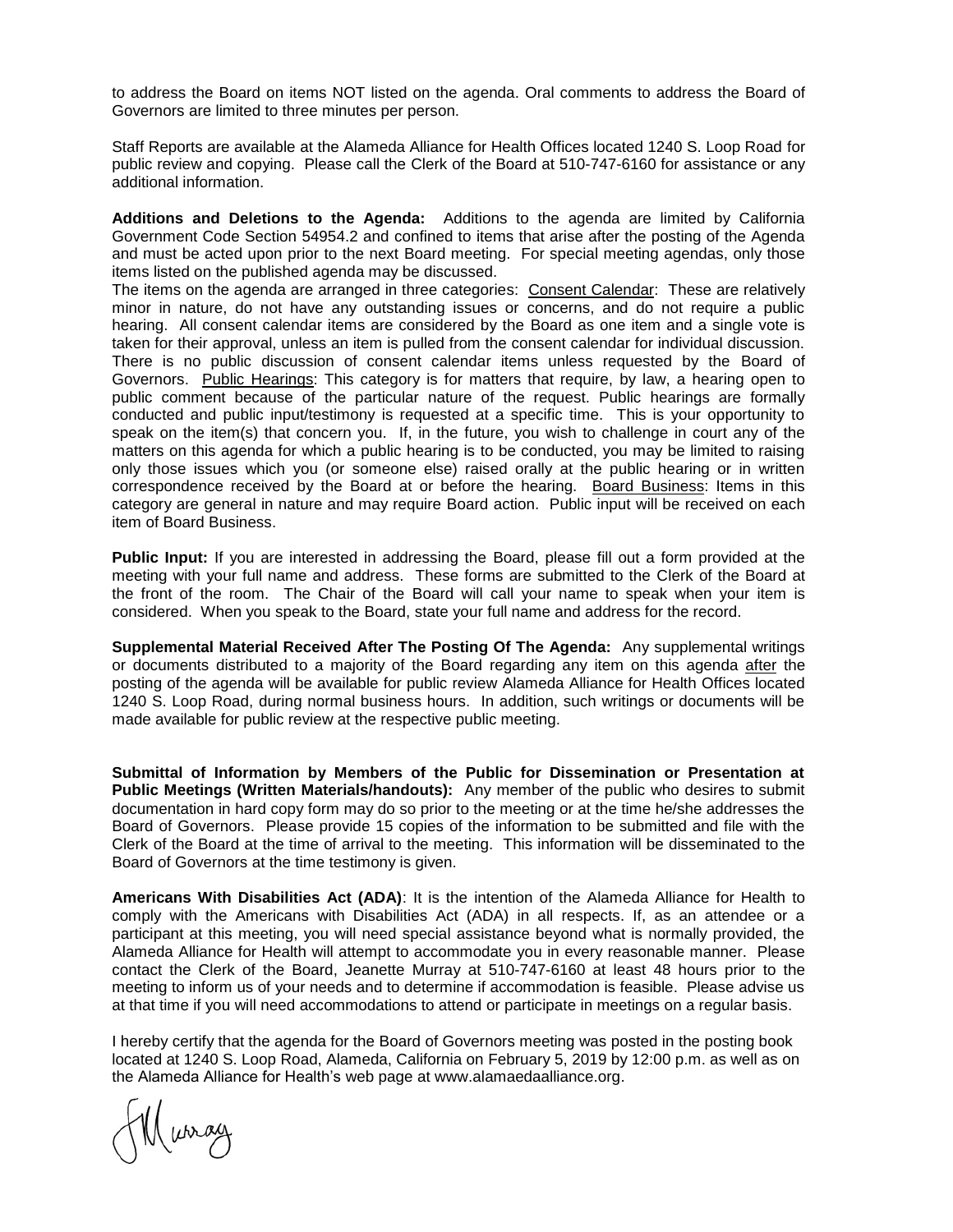to address the Board on items NOT listed on the agenda. Oral comments to address the Board of Governors are limited to three minutes per person.

Staff Reports are available at the Alameda Alliance for Health Offices located 1240 S. Loop Road for public review and copying. Please call the Clerk of the Board at 510-747-6160 for assistance or any additional information.

**Additions and Deletions to the Agenda:** Additions to the agenda are limited by California Government Code Section 54954.2 and confined to items that arise after the posting of the Agenda and must be acted upon prior to the next Board meeting. For special meeting agendas, only those items listed on the published agenda may be discussed.
The items on the agenda are arranged in three categories: Consent Calendar: These are relatively minor in nature, do not have any outstanding issues or concerns, and do not require a public hearing. All consent calendar items are considered by the Board as one item and a single vote is taken for their approval, unless an item is pulled from the consent calendar for individual discussion. There is no public discussion of consent calendar items unless requested by the Board of Governors. Public Hearings: This category is for matters that require, by law, a hearing open to public comment because of the particular nature of the request. Public hearings are formally conducted and public input/testimony is requested at a specific time. This is your opportunity to speak on the item(s) that concern you. If, in the future, you wish to challenge in court any of the matters on this agenda for which a public hearing is to be conducted, you may be limited to raising only those issues which you (or someone else) raised orally at the public hearing or in written correspondence received by the Board at or before the hearing. Board Business: Items in this category are general in nature and may require Board action. Public input will be received on each item of Board Business.

**Public Input:** If you are interested in addressing the Board, please fill out a form provided at the meeting with your full name and address. These forms are submitted to the Clerk of the Board at the front of the room. The Chair of the Board will call your name to speak when your item is considered. When you speak to the Board, state your full name and address for the record.

**Supplemental Material Received After The Posting Of The Agenda:** Any supplemental writings or documents distributed to a majority of the Board regarding any item on this agenda after the posting of the agenda will be available for public review Alameda Alliance for Health Offices located 1240 S. Loop Road, during normal business hours. In addition, such writings or documents will be made available for public review at the respective public meeting.

**Submittal of Information by Members of the Public for Dissemination or Presentation at Public Meetings (Written Materials/handouts):** Any member of the public who desires to submit documentation in hard copy form may do so prior to the meeting or at the time he/she addresses the Board of Governors. Please provide 15 copies of the information to be submitted and file with the Clerk of the Board at the time of arrival to the meeting. This information will be disseminated to the Board of Governors at the time testimony is given.

**Americans With Disabilities Act (ADA)**: It is the intention of the Alameda Alliance for Health to comply with the Americans with Disabilities Act (ADA) in all respects. If, as an attendee or a participant at this meeting, you will need special assistance beyond what is normally provided, the Alameda Alliance for Health will attempt to accommodate you in every reasonable manner. Please contact the Clerk of the Board, Jeanette Murray at 510-747-6160 at least 48 hours prior to the meeting to inform us of your needs and to determine if accommodation is feasible. Please advise us at that time if you will need accommodations to attend or participate in meetings on a regular basis.

I hereby certify that the agenda for the Board of Governors meeting was posted in the posting book located at 1240 S. Loop Road, Alameda, California on February 5, 2019 by 12:00 p.m. as well as on the Alameda Alliance for Health's web page at www.alamaedaalliance.org.

JMurray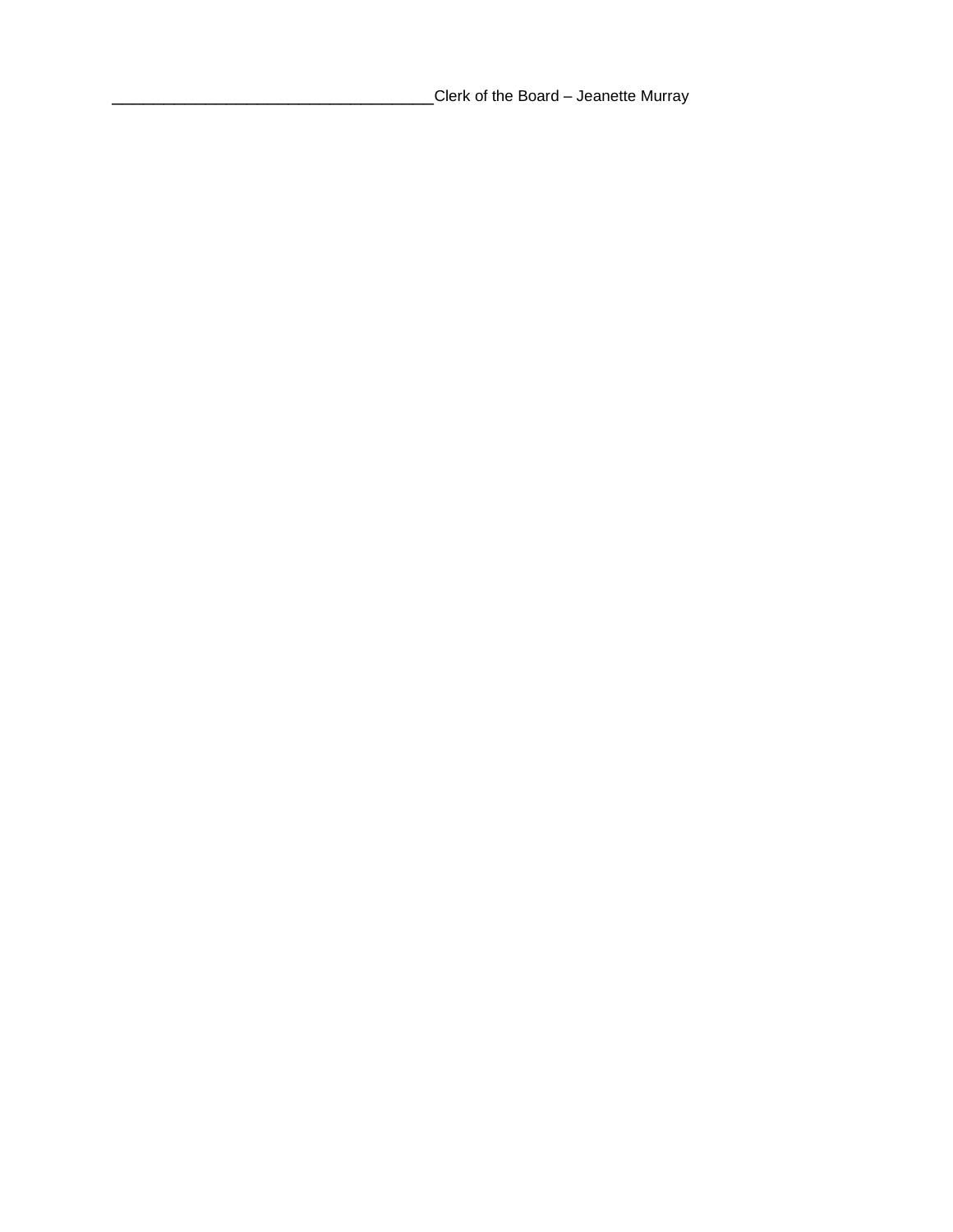___________________________________Clerk of the Board – Jeanette Murray